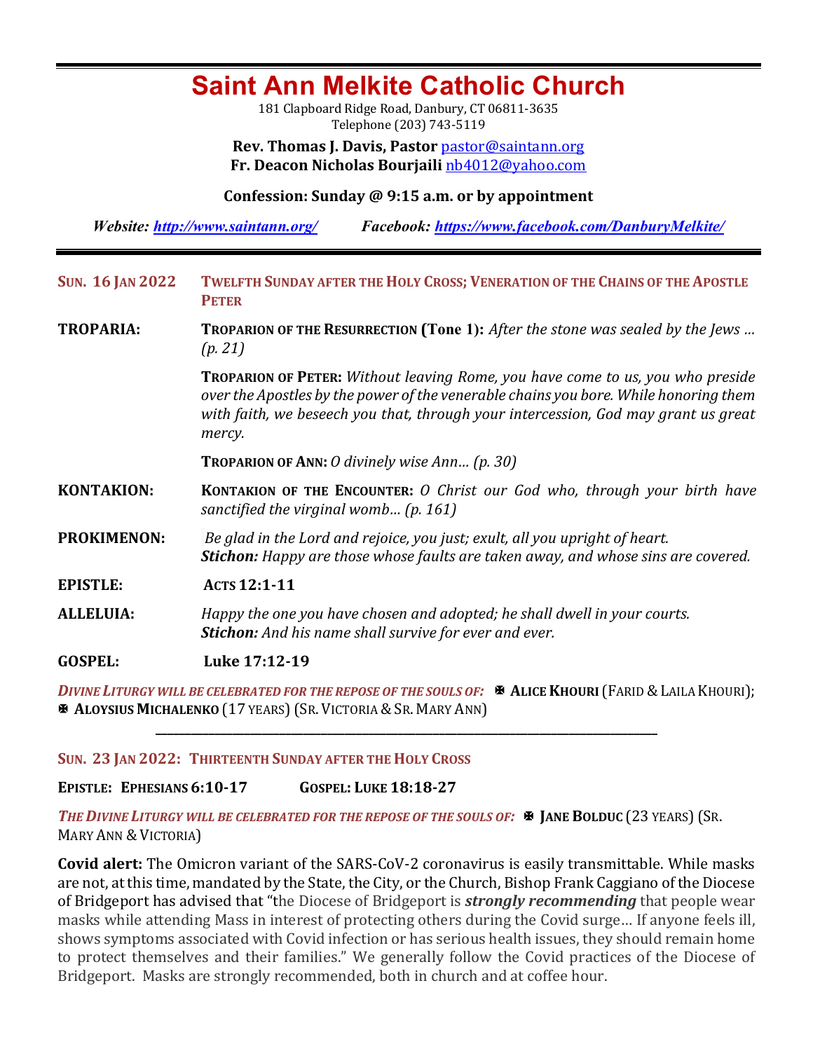# Saint Ann Melkite Catholic Church

181 Clapboard Ridge Road, Danbury, CT 06811-3635
Telephone (203) 743-5119

**Rev. Thomas J. Davis, Pastor** pastor@saintann.org
**Fr. Deacon Nicholas Bourjaili** nb4012@yahoo.com

**Confession: Sunday @ 9:15 a.m. or by appointment**

***Website: http://www.saintann.org/*** ***Facebook: https://www.facebook.com/DanburyMelkite/***

---

**SUN. 16 JAN 2022** **TWELFTH SUNDAY AFTER THE HOLY CROSS; VENERATION OF THE CHAINS OF THE APOSTLE PETER**

**TROPARIA:** **TROPARION OF THE RESURRECTION (Tone 1):** *After the stone was sealed by the Jews … (p. 21)*

**TROPARION OF PETER:** *Without leaving Rome, you have come to us, you who preside over the Apostles by the power of the venerable chains you bore. While honoring them with faith, we beseech you that, through your intercession, God may grant us great mercy.*

**TROPARION OF ANN:** *O divinely wise Ann… (p. 30)*

**KONTAKION:** **KONTAKION OF THE ENCOUNTER:** *O Christ our God who, through your birth have sanctified the virginal womb… (p. 161)*

**PROKIMENON:** *Be glad in the Lord and rejoice, you just; exult, all you upright of heart.*
***Stichon:*** *Happy are those whose faults are taken away, and whose sins are covered.*

**EPISTLE:** **ACTS 12:1-11**

**ALLELUIA:** *Happy the one you have chosen and adopted; he shall dwell in your courts.*
***Stichon:*** *And his name shall survive for ever and ever.*

**GOSPEL:** **Luke 17:12-19**

***DIVINE LITURGY WILL BE CELEBRATED FOR THE REPOSE OF THE SOULS OF:*** ✠ **ALICE KHOURI** (FARID & LAILA KHOURI); ✠ **ALOYSIUS MICHALENKO** (17 YEARS) (SR. VICTORIA & SR. MARY ANN)

---

**SUN. 23 JAN 2022: THIRTEENTH SUNDAY AFTER THE HOLY CROSS**

**EPISTLE: EPHESIANS 6:10-17** **GOSPEL: LUKE 18:18-27**

***THE DIVINE LITURGY WILL BE CELEBRATED FOR THE REPOSE OF THE SOULS OF:*** ✠ **JANE BOLDUC** (23 YEARS) (SR. MARY ANN & VICTORIA)

**Covid alert:** The Omicron variant of the SARS-CoV-2 coronavirus is easily transmittable. While masks are not, at this time, mandated by the State, the City, or the Church, Bishop Frank Caggiano of the Diocese of Bridgeport has advised that "the Diocese of Bridgeport is ***strongly recommending*** that people wear masks while attending Mass in interest of protecting others during the Covid surge… If anyone feels ill, shows symptoms associated with Covid infection or has serious health issues, they should remain home to protect themselves and their families." We generally follow the Covid practices of the Diocese of Bridgeport. Masks are strongly recommended, both in church and at coffee hour.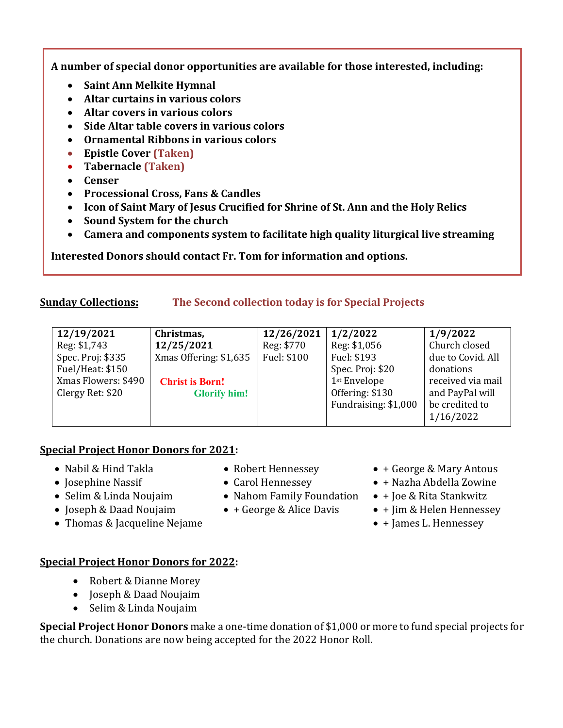**A number of special donor opportunities are available for those interested, including:**

- **Saint Ann Melkite Hymnal**
- **Altar curtains in various colors**
- **Altar covers in various colors**
- **Side Altar table covers in various colors**
- **Ornamental Ribbons in various colors**
- **Epistle Cover (Taken)**
- **Tabernacle (Taken)**
- **Censer**
- **Processional Cross, Fans & Candles**
- **Icon of Saint Mary of Jesus Crucified for Shrine of St. Ann and the Holy Relics**
- **Sound System for the church**
- **Camera and components system to facilitate high quality liturgical live streaming**

**Interested Donors should contact Fr. Tom for information and options.**

**Sunday Collections:** **The Second collection today is for Special Projects**

| **12/19/2021** | **Christmas, 12/25/2021** | **12/26/2021** | **1/2/2022** | **1/9/2022** |
|---|---|---|---|---|
| Reg: $1,743<br>Spec. Proj: $335<br>Fuel/Heat: $150<br>Xmas Flowers: $490<br>Clergy Ret: $20 | Xmas Offering: $1,635<br><br>**Christ is Born! Glorify him!** | Reg: $770<br>Fuel: $100 | Reg: $1,056<br>Fuel: $193<br>Spec. Proj: $20<br>1st Envelope Offering: $130<br>Fundraising: $1,000 | Church closed due to Covid. All donations received via mail and PayPal will be credited to 1/16/2022 |

**Special Project Honor Donors for 2021:**

- Nabil & Hind Takla
- Josephine Nassif
- Selim & Linda Noujaim
- Joseph & Daad Noujaim
- Thomas & Jacqueline Nejame
- Robert Hennessey
- Carol Hennessey
- Nahom Family Foundation
- + George & Alice Davis
- + George & Mary Antous
- + Nazha Abdella Zowine
- + Joe & Rita Stankwitz
- + Jim & Helen Hennessey
- + James L. Hennessey

**Special Project Honor Donors for 2022:**

- Robert & Dianne Morey
- Joseph & Daad Noujaim
- Selim & Linda Noujaim

**Special Project Honor Donors** make a one-time donation of $1,000 or more to fund special projects for the church. Donations are now being accepted for the 2022 Honor Roll.